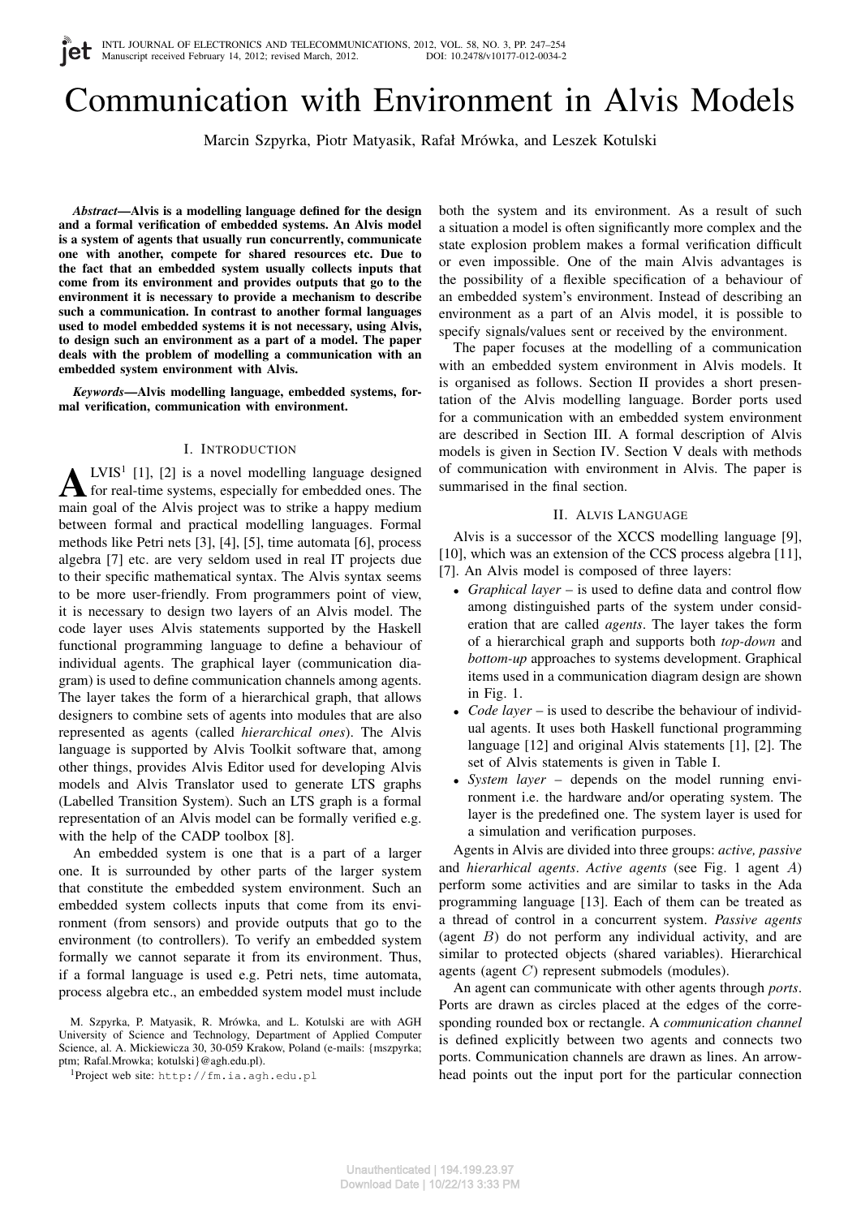# Communication with Environment in Alvis Models

Marcin Szpyrka, Piotr Matyasik, Rafał Mrówka, and Leszek Kotulski

***Abstract*—Alvis is a modelling language defined for the design and a formal verification of embedded systems. An Alvis model is a system of agents that usually run concurrently, communicate one with another, compete for shared resources etc. Due to the fact that an embedded system usually collects inputs that come from its environment and provides outputs that go to the environment it is necessary to provide a mechanism to describe such a communication. In contrast to another formal languages used to model embedded systems it is not necessary, using Alvis, to design such an environment as a part of a model. The paper deals with the problem of modelling a communication with an embedded system environment with Alvis.**

***Keywords*—Alvis modelling language, embedded systems, formal verification, communication with environment.**

## I. Introduction

ALVIS[1] [1], [2] is a novel modelling language designed for real-time systems, especially for embedded ones. The main goal of the Alvis project was to strike a happy medium between formal and practical modelling languages. Formal methods like Petri nets [3], [4], [5], time automata [6], process algebra [7] etc. are very seldom used in real IT projects due to their specific mathematical syntax. The Alvis syntax seems to be more user-friendly. From programmers point of view, it is necessary to design two layers of an Alvis model. The code layer uses Alvis statements supported by the Haskell functional programming language to define a behaviour of individual agents. The graphical layer (communication diagram) is used to define communication channels among agents. The layer takes the form of a hierarchical graph, that allows designers to combine sets of agents into modules that are also represented as agents (called *hierarchical ones*). The Alvis language is supported by Alvis Toolkit software that, among other things, provides Alvis Editor used for developing Alvis models and Alvis Translator used to generate LTS graphs (Labelled Transition System). Such an LTS graph is a formal representation of an Alvis model can be formally verified e.g. with the help of the CADP toolbox [8].

An embedded system is one that is a part of a larger one. It is surrounded by other parts of the larger system that constitute the embedded system environment. Such an embedded system collects inputs that come from its environment (from sensors) and provide outputs that go to the environment (to controllers). To verify an embedded system formally we cannot separate it from its environment. Thus, if a formal language is used e.g. Petri nets, time automata, process algebra etc., an embedded system model must include both the system and its environment. As a result of such a situation a model is often significantly more complex and the state explosion problem makes a formal verification difficult or even impossible. One of the main Alvis advantages is the possibility of a flexible specification of a behaviour of an embedded system's environment. Instead of describing an environment as a part of an Alvis model, it is possible to specify signals/values sent or received by the environment.

The paper focuses at the modelling of a communication with an embedded system environment in Alvis models. It is organised as follows. Section II provides a short presentation of the Alvis modelling language. Border ports used for a communication with an embedded system environment are described in Section III. A formal description of Alvis models is given in Section IV. Section V deals with methods of communication with environment in Alvis. The paper is summarised in the final section.

## II. Alvis Language

Alvis is a successor of the XCCS modelling language [9], [10], which was an extension of the CCS process algebra [11], [7]. An Alvis model is composed of three layers:

- *Graphical layer* – is used to define data and control flow among distinguished parts of the system under consideration that are called *agents*. The layer takes the form of a hierarchical graph and supports both *top-down* and *bottom-up* approaches to systems development. Graphical items used in a communication diagram design are shown in Fig. 1.
- *Code layer* – is used to describe the behaviour of individual agents. It uses both Haskell functional programming language [12] and original Alvis statements [1], [2]. The set of Alvis statements is given in Table I.
- *System layer* – depends on the model running environment i.e. the hardware and/or operating system. The layer is the predefined one. The system layer is used for a simulation and verification purposes.

Agents in Alvis are divided into three groups: *active, passive* and *hierarhical agents*. *Active agents* (see Fig. 1 agent $A$) perform some activities and are similar to tasks in the Ada programming language [13]. Each of them can be treated as a thread of control in a concurrent system. *Passive agents* (agent $B$) do not perform any individual activity, and are similar to protected objects (shared variables). Hierarchical agents (agent $C$) represent submodels (modules).

An agent can communicate with other agents through *ports*. Ports are drawn as circles placed at the edges of the corresponding rounded box or rectangle. A *communication channel* is defined explicitly between two agents and connects two ports. Communication channels are drawn as lines. An arrowhead points out the input port for the particular connection

M. Szpyrka, P. Matyasik, R. Mrówka, and L. Kotulski are with AGH University of Science and Technology, Department of Applied Computer Science, al. A. Mickiewicza 30, 30-059 Krakow, Poland (e-mails: {mszpyrka; ptm; Rafal.Mrowka; kotulski}@agh.edu.pl).

[1]Project web site: http://fm.ia.agh.edu.pl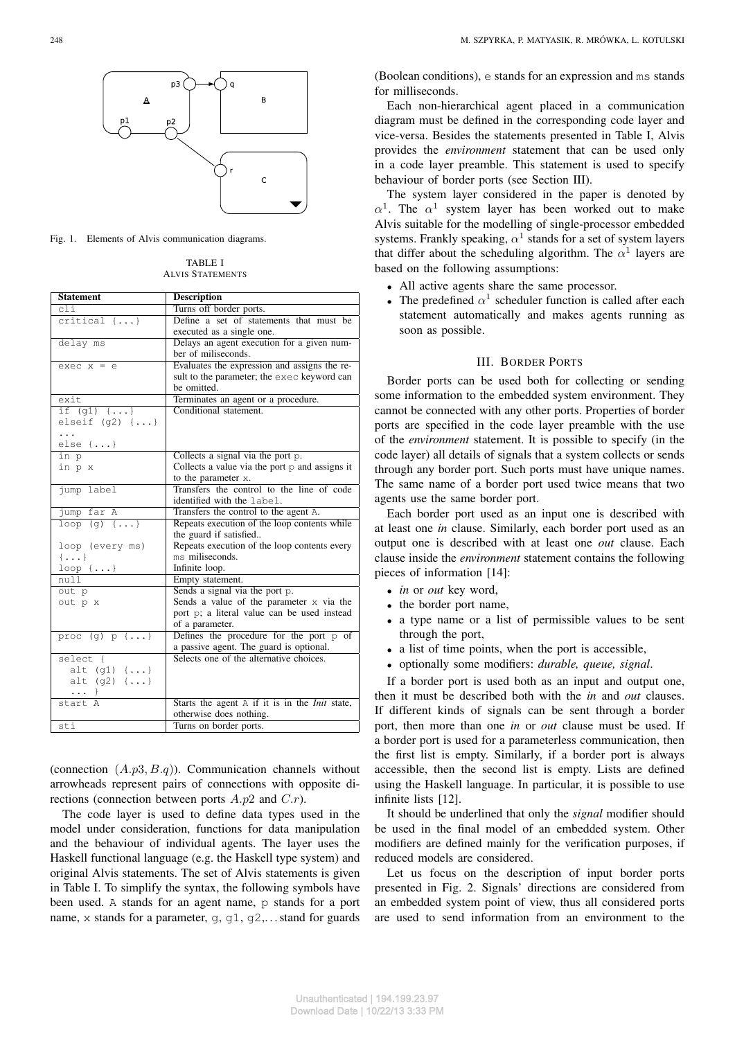A

p3

q

B

p1

p2

r

C

Fig. 1. Elements of Alvis communication diagrams.

TABLE I
ALVIS STATEMENTS

| Statement | Description |
|---|---|
| `cli` | Turns off border ports. |
| `critical {...}` | Define a set of statements that must be executed as a single one. |
| `delay ms` | Delays an agent execution for a given number of miliseconds. |
| `exec x = e` | Evaluates the expression and assigns the result to the parameter; the `exec` keyword can be omitted. |
| `exit` | Terminates an agent or a procedure. |
| `if (g1) {...}` `elseif (g2) {...}` `...` `else {...}` | Conditional statement. |
| `in p` `in p x` | Collects a signal via the port `p`. Collects a value via the port `p` and assigns it to the parameter `x`. |
| `jump label` | Transfers the control to the line of code identified with the `label`. |
| `jump far A` | Transfers the control to the agent `A`. |
| `loop (g) {...}` `loop (every ms) {...}` `loop {...}` | Repeats execution of the loop contents while the guard if satisfied.. Repeats execution of the loop contents every `ms` miliseconds. Infinite loop. |
| `null` | Empty statement. |
| `out p` `out p x` | Sends a signal via the port `p`. Sends a value of the parameter `x` via the port `p`; a literal value can be used instead of a parameter. |
| `proc (g) p {...}` | Defines the procedure for the port `p` of a passive agent. The guard is optional. |
| `select {` `alt (g1) {...}` `alt (g2) {...}` `... }` | Selects one of the alternative choices. |
| `start A` | Starts the agent `A` if it is in the *Init* state, otherwise does nothing. |
| `sti` | Turns on border ports. |

(connection $(A.p3, B.q)$). Communication channels without arrowheads represent pairs of connections with opposite directions (connection between ports $A.p2$ and $C.r$).

The code layer is used to define data types used in the model under consideration, functions for data manipulation and the behaviour of individual agents. The layer uses the Haskell functional language (e.g. the Haskell type system) and original Alvis statements. The set of Alvis statements is given in Table I. To simplify the syntax, the following symbols have been used. `A` stands for an agent name, `p` stands for a port name, `x` stands for a parameter, `g`, `g1`, `g2`,... stand for guards (Boolean conditions), `e` stands for an expression and `ms` stands for milliseconds.

Each non-hierarchical agent placed in a communication diagram must be defined in the corresponding code layer and vice-versa. Besides the statements presented in Table I, Alvis provides the *environment* statement that can be used only in a code layer preamble. This statement is used to specify behaviour of border ports (see Section III).

The system layer considered in the paper is denoted by $\alpha^1$. The $\alpha^1$ system layer has been worked out to make Alvis suitable for the modelling of single-processor embedded systems. Frankly speaking, $\alpha^1$ stands for a set of system layers that differ about the scheduling algorithm. The $\alpha^1$ layers are based on the following assumptions:

- All active agents share the same processor.
- The predefined $\alpha^1$ scheduler function is called after each statement automatically and makes agents running as soon as possible.

## III. BORDER PORTS

Border ports can be used both for collecting or sending some information to the embedded system environment. They cannot be connected with any other ports. Properties of border ports are specified in the code layer preamble with the use of the *environment* statement. It is possible to specify (in the code layer) all details of signals that a system collects or sends through any border port. Such ports must have unique names. The same name of a border port used twice means that two agents use the same border port.

Each border port used as an input one is described with at least one *in* clause. Similarly, each border port used as an output one is described with at least one *out* clause. Each clause inside the *environment* statement contains the following pieces of information [14]:

- *in* or *out* key word,
- the border port name,
- a type name or a list of permissible values to be sent through the port,
- a list of time points, when the port is accessible,
- optionally some modifiers: *durable, queue, signal*.

If a border port is used both as an input and output one, then it must be described both with the *in* and *out* clauses. If different kinds of signals can be sent through a border port, then more than one *in* or *out* clause must be used. If a border port is used for a parameterless communication, then the first list is empty. Similarly, if a border port is always accessible, then the second list is empty. Lists are defined using the Haskell language. In particular, it is possible to use infinite lists [12].

It should be underlined that only the *signal* modifier should be used in the final model of an embedded system. Other modifiers are defined mainly for the verification purposes, if reduced models are considered.

Let us focus on the description of input border ports presented in Fig. 2. Signals' directions are considered from an embedded system point of view, thus all considered ports are used to send information from an environment to the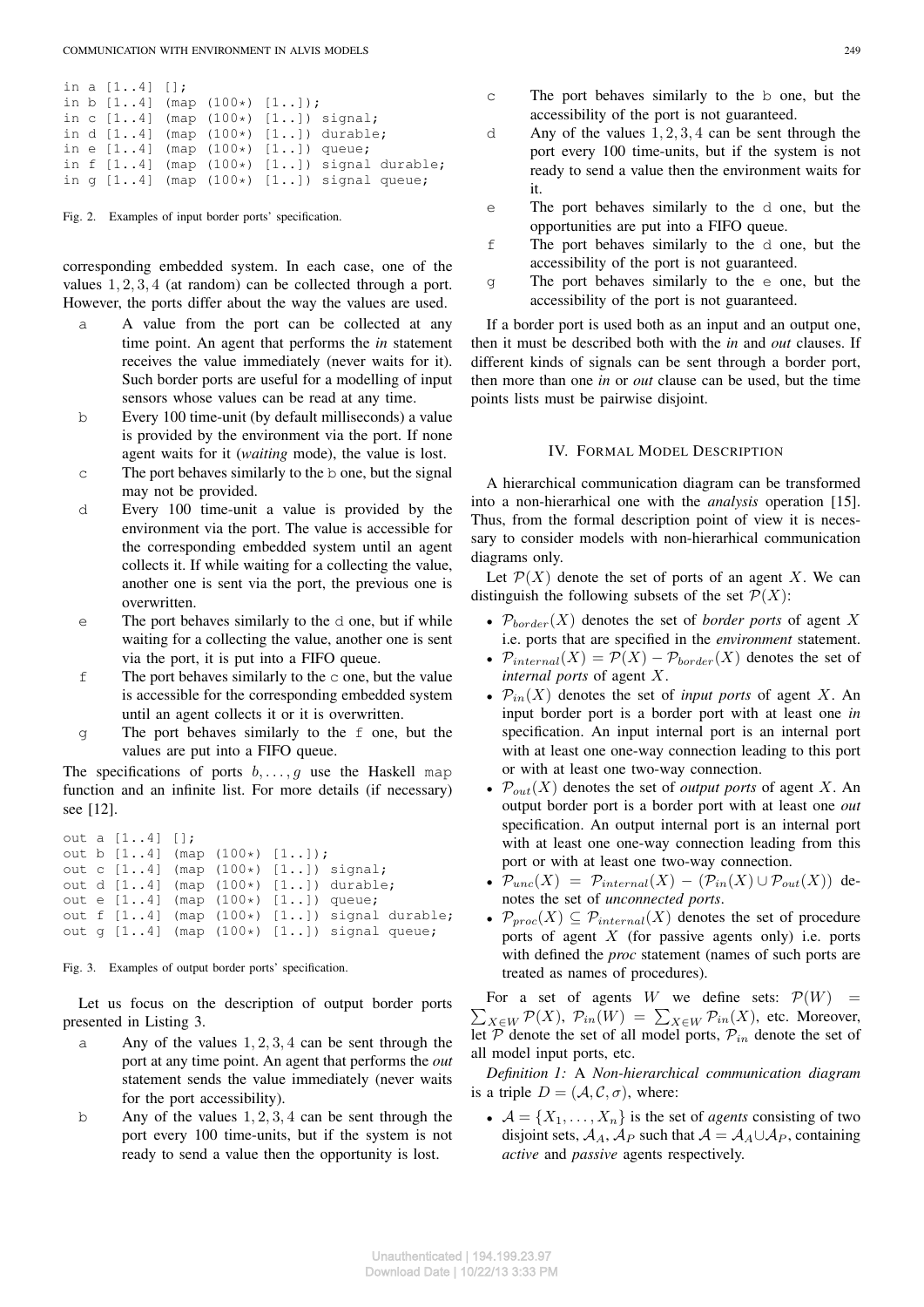```
in a [1..4] [];
in b [1..4] (map (100*) [1..]);
in c [1..4] (map (100*) [1..]) signal;
in d [1..4] (map (100*) [1..]) durable;
in e [1..4] (map (100*) [1..]) queue;
in f [1..4] (map (100*) [1..]) signal durable;
in g [1..4] (map (100*) [1..]) signal queue;
```

Fig. 2. Examples of input border ports' specification.

corresponding embedded system. In each case, one of the values $1, 2, 3, 4$ (at random) can be collected through a port. However, the ports differ about the way the values are used.

- `a` A value from the port can be collected at any time point. An agent that performs the *in* statement receives the value immediately (never waits for it). Such border ports are useful for a modelling of input sensors whose values can be read at any time.
- `b` Every 100 time-unit (by default milliseconds) a value is provided by the environment via the port. If none agent waits for it (*waiting* mode), the value is lost.
- `c` The port behaves similarly to the `b` one, but the signal may not be provided.
- `d` Every 100 time-unit a value is provided by the environment via the port. The value is accessible for the corresponding embedded system until an agent collects it. If while waiting for a collecting the value, another one is sent via the port, the previous one is overwritten.
- `e` The port behaves similarly to the `d` one, but if while waiting for a collecting the value, another one is sent via the port, it is put into a FIFO queue.
- `f` The port behaves similarly to the `c` one, but the value is accessible for the corresponding embedded system until an agent collects it or it is overwritten.
- `g` The port behaves similarly to the `f` one, but the values are put into a FIFO queue.

The specifications of ports $b, \ldots, g$ use the Haskell `map` function and an infinite list. For more details (if necessary) see [12].

```
out a [1..4] [];
out b [1..4] (map (100*) [1..]);
out c [1..4] (map (100*) [1..]) signal;
out d [1..4] (map (100*) [1..]) durable;
out e [1..4] (map (100*) [1..]) queue;
out f [1..4] (map (100*) [1..]) signal durable;
out g [1..4] (map (100*) [1..]) signal queue;
```

Fig. 3. Examples of output border ports' specification.

Let us focus on the description of output border ports presented in Listing 3.

- `a` Any of the values $1, 2, 3, 4$ can be sent through the port at any time point. An agent that performs the *out* statement sends the value immediately (never waits for the port accessibility).
- `b` Any of the values $1, 2, 3, 4$ can be sent through the port every 100 time-units, but if the system is not ready to send a value then the opportunity is lost.
- `c` The port behaves similarly to the `b` one, but the accessibility of the port is not guaranteed.
- `d` Any of the values $1, 2, 3, 4$ can be sent through the port every 100 time-units, but if the system is not ready to send a value then the environment waits for it.
- `e` The port behaves similarly to the `d` one, but the opportunities are put into a FIFO queue.
- `f` The port behaves similarly to the `d` one, but the accessibility of the port is not guaranteed.
- `g` The port behaves similarly to the `e` one, but the accessibility of the port is not guaranteed.

If a border port is used both as an input and an output one, then it must be described both with the *in* and *out* clauses. If different kinds of signals can be sent through a border port, then more than one *in* or *out* clause can be used, but the time points lists must be pairwise disjoint.

## IV. Formal Model Description

A hierarchical communication diagram can be transformed into a non-hierarhical one with the *analysis* operation [15]. Thus, from the formal description point of view it is necessary to consider models with non-hierarhical communication diagrams only.

Let $\mathcal{P}(X)$ denote the set of ports of an agent $X$. We can distinguish the following subsets of the set $\mathcal{P}(X)$:

- $\mathcal{P}_{border}(X)$ denotes the set of *border ports* of agent $X$ i.e. ports that are specified in the *environment* statement.
- $\mathcal{P}_{internal}(X) = \mathcal{P}(X) - \mathcal{P}_{border}(X)$ denotes the set of *internal ports* of agent $X$.
- $\mathcal{P}_{in}(X)$ denotes the set of *input ports* of agent $X$. An input border port is a border port with at least one *in* specification. An input internal port is an internal port with at least one one-way connection leading to this port or with at least one two-way connection.
- $\mathcal{P}_{out}(X)$ denotes the set of *output ports* of agent $X$. An output border port is a border port with at least one *out* specification. An output internal port is an internal port with at least one one-way connection leading from this port or with at least one two-way connection.
- $\mathcal{P}_{unc}(X) = \mathcal{P}_{internal}(X) - (\mathcal{P}_{in}(X) \cup \mathcal{P}_{out}(X))$ denotes the set of *unconnected ports*.
- $\mathcal{P}_{proc}(X) \subseteq \mathcal{P}_{internal}(X)$ denotes the set of procedure ports of agent $X$ (for passive agents only) i.e. ports with defined the *proc* statement (names of such ports are treated as names of procedures).

For a set of agents $W$ we define sets: $\mathcal{P}(W) = \sum_{X \in W} \mathcal{P}(X)$, $\mathcal{P}_{in}(W) = \sum_{X \in W} \mathcal{P}_{in}(X)$, etc. Moreover, let $\mathcal{P}$ denote the set of all model ports, $\mathcal{P}_{in}$ denote the set of all model input ports, etc.

*Definition 1:* A *Non-hierarchical communication diagram* is a triple $D = (\mathcal{A}, \mathcal{C}, \sigma)$, where:

- $\mathcal{A} = \{X_1, \ldots, X_n\}$ is the set of *agents* consisting of two disjoint sets, $\mathcal{A}_A$, $\mathcal{A}_P$ such that $\mathcal{A} = \mathcal{A}_A \cup \mathcal{A}_P$, containing *active* and *passive* agents respectively.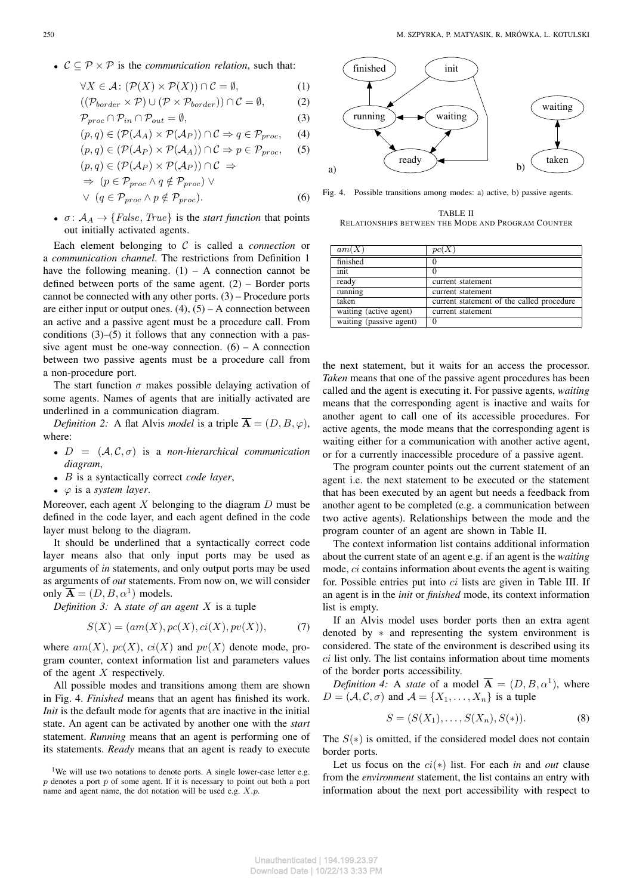- $\mathcal{C} \subseteq \mathcal{P} \times \mathcal{P}$ is the *communication relation*, such that:

$$\forall X \in \mathcal{A}\colon (\mathcal{P}(X) \times \mathcal{P}(X)) \cap \mathcal{C} = \emptyset, \tag{1}$$

$$((\mathcal{P}_{border} \times \mathcal{P}) \cup (\mathcal{P} \times \mathcal{P}_{border})) \cap \mathcal{C} = \emptyset, \tag{2}$$

$$\mathcal{P}_{proc} \cap \mathcal{P}_{in} \cap \mathcal{P}_{out} = \emptyset, \tag{3}$$

$$(p,q) \in (\mathcal{P}(\mathcal{A}_A) \times \mathcal{P}(\mathcal{A}_P)) \cap \mathcal{C} \Rightarrow q \in \mathcal{P}_{proc}, \tag{4}$$

$$(p,q) \in (\mathcal{P}(\mathcal{A}_P) \times \mathcal{P}(\mathcal{A}_A)) \cap \mathcal{C} \Rightarrow p \in \mathcal{P}_{proc}, \tag{5}$$

$$(p,q) \in (\mathcal{P}(\mathcal{A}_P) \times \mathcal{P}(\mathcal{A}_P)) \cap \mathcal{C} \Rightarrow (p \in \mathcal{P}_{proc} \wedge q \notin \mathcal{P}_{proc}) \vee (q \in \mathcal{P}_{proc} \wedge p \notin \mathcal{P}_{proc}). \tag{6}$$

- $\sigma\colon \mathcal{A}_A \to \{False, True\}$ is the *start function* that points out initially activated agents.

Each element belonging to $\mathcal{C}$ is called a *connection* or a *communication channel*. The restrictions from Definition 1 have the following meaning. (1) – A connection cannot be defined between ports of the same agent. (2) – Border ports cannot be connected with any other ports. (3) – Procedure ports are either input or output ones. (4), (5) – A connection between an active and a passive agent must be a procedure call. From conditions (3)–(5) it follows that any connection with a passive agent must be one-way connection. (6) – A connection between two passive agents must be a procedure call from a non-procedure port.

The start function $\sigma$ makes possible delaying activation of some agents. Names of agents that are initially activated are underlined in a communication diagram.

*Definition 2:* A flat Alvis *model* is a triple $\overline{\mathbf{A}} = (D, B, \varphi)$, where:

- $D = (\mathcal{A}, \mathcal{C}, \sigma)$ is a *non-hierarchical communication diagram*,
- $B$ is a syntactically correct *code layer*,
- $\varphi$ is a *system layer*.

Moreover, each agent $X$ belonging to the diagram $D$ must be defined in the code layer, and each agent defined in the code layer must belong to the diagram.

It should be underlined that a syntactically correct code layer means also that only input ports may be used as arguments of *in* statements, and only output ports may be used as arguments of *out* statements. From now on, we will consider only $\overline{\mathbf{A}} = (D, B, \alpha^1)$ models.

*Definition 3:* A *state of an agent* $X$ is a tuple

$$S(X) = (am(X), pc(X), ci(X), pv(X)), \tag{7}$$

where $am(X)$, $pc(X)$, $ci(X)$ and $pv(X)$ denote mode, program counter, context information list and parameters values of the agent $X$ respectively.

All possible modes and transitions among them are shown in Fig. 4. *Finished* means that an agent has finished its work. *Init* is the default mode for agents that are inactive in the initial state. An agent can be activated by another one with the *start* statement. *Running* means that an agent is performing one of its statements. *Ready* means that an agent is ready to execute the next statement, but it waits for an access the processor. *Taken* means that one of the passive agent procedures has been called and the agent is executing it. For passive agents, *waiting* means that the corresponding agent is inactive and waits for another agent to call one of its accessible procedures. For active agents, the mode means that the corresponding agent is waiting either for a communication with another active agent, or for a currently inaccessible procedure of a passive agent.

Fig. 4. Possible transitions among modes: a) active, b) passive agents.

TABLE II
RELATIONSHIPS BETWEEN THE MODE AND PROGRAM COUNTER

| $am(X)$ | $pc(X)$ |
|---|---|
| finished | 0 |
| init | 0 |
| ready | current statement |
| running | current statement |
| taken | current statement of the called procedure |
| waiting (active agent) | current statement |
| waiting (passive agent) | 0 |

The program counter points out the current statement of an agent i.e. the next statement to be executed or the statement that has been executed by an agent but needs a feedback from another agent to be completed (e.g. a communication between two active agents). Relationships between the mode and the program counter of an agent are shown in Table II.

The context information list contains additional information about the current state of an agent e.g. if an agent is the *waiting* mode, $ci$ contains information about events the agent is waiting for. Possible entries put into $ci$ lists are given in Table III. If an agent is in the *init* or *finished* mode, its context information list is empty.

If an Alvis model uses border ports then an extra agent denoted by $*$ and representing the system environment is considered. The state of the environment is described using its $ci$ list only. The list contains information about time moments of the border ports accessibility.

*Definition 4:* A *state* of a model $\overline{\mathbf{A}} = (D, B, \alpha^1)$, where $D = (\mathcal{A}, \mathcal{C}, \sigma)$ and $\mathcal{A} = \{X_1, \ldots, X_n\}$ is a tuple

$$S = (S(X_1), \ldots, S(X_n), S(*)). \tag{8}$$

The $S(*)$ is omitted, if the considered model does not contain border ports.

Let us focus on the $ci(*)$ list. For each *in* and *out* clause from the *environment* statement, the list contains an entry with information about the next port accessibility with respect to

[1] We will use two notations to denote ports. A single lower-case letter e.g. $p$ denotes a port $p$ of some agent. If it is necessary to point out both a port name and agent name, the dot notation will be used e.g. $X.p$.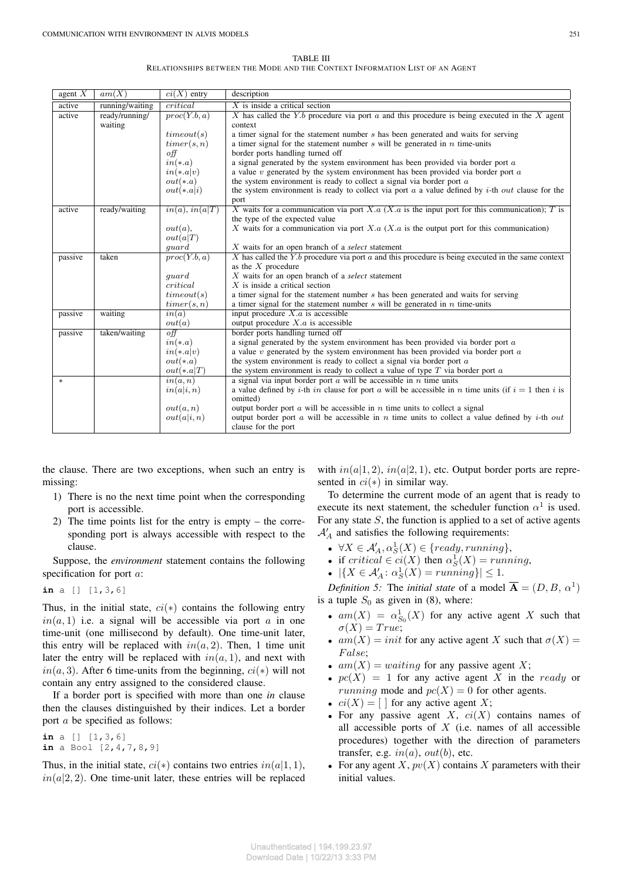TABLE III

RELATIONSHIPS BETWEEN THE MODE AND THE CONTEXT INFORMATION LIST OF AN AGENT

| agent $X$ | $am(X)$ | $ci(X)$ entry | description |
|---|---|---|---|
| active | running/waiting | $critical$ | $X$ is inside a critical section |
| active | ready/running/ waiting | $proc(Y.b, a)$ | $X$ has called the $Y.b$ procedure via port $a$ and this procedure is being executed in the $X$ agent context |
| | | $timeout(s)$ | a timer signal for the statement number $s$ has been generated and waits for serving |
| | | $timer(s, n)$ | a timer signal for the statement number $s$ will be generated in $n$ time-units |
| | | $off$ | border ports handling turned off |
| | | $in(*.a)$ | a signal generated by the system environment has been provided via border port $a$ |
| | | $in(*.a\|v)$ | a value $v$ generated by the system environment has been provided via border port $a$ |
| | | $out(*.a)$ | the system environment is ready to collect a signal via border port $a$ |
| | | $out(*.a\|i)$ | the system environment is ready to collect via port $a$ a value defined by $i$-th $out$ clause for the port |
| active | ready/waiting | $in(a)$, $in(a\|T)$ | $X$ waits for a communication via port $X.a$ ($X.a$ is the input port for this communication); $T$ is the type of the expected value |
| | | $out(a)$, $out(a\|T)$ | $X$ waits for a communication via port $X.a$ ($X.a$ is the output port for this communication) |
| | | $guard$ | $X$ waits for an open branch of a *select* statement |
| passive | taken | $proc(Y.b, a)$ | $X$ has called the $Y.b$ procedure via port $a$ and this procedure is being executed in the same context as the $X$ procedure |
| | | $guard$ | $X$ waits for an open branch of a *select* statement |
| | | $critical$ | $X$ is inside a critical section |
| | | $timeout(s)$ | a timer signal for the statement number $s$ has been generated and waits for serving |
| | | $timer(s, n)$ | a timer signal for the statement number $s$ will be generated in $n$ time-units |
| passive | waiting | $in(a)$ | input procedure $X.a$ is accessible |
| | | $out(a)$ | output procedure $X.a$ is accessible |
| passive | taken/waiting | $off$ | border ports handling turned off |
| | | $in(*.a)$ | a signal generated by the system environment has been provided via border port $a$ |
| | | $in(*.a\|v)$ | a value $v$ generated by the system environment has been provided via border port $a$ |
| | | $out(*.a)$ | the system environment is ready to collect a signal via border port $a$ |
| | | $out(*.a\|T)$ | the system environment is ready to collect a value of type $T$ via border port $a$ |
| $*$ | | $in(a, n)$ | a signal via input border port $a$ will be accessible in $n$ time units |
| | | $in(a\|i, n)$ | a value defined by $i$-th $in$ clause for port $a$ will be accessible in $n$ time units (if $i = 1$ then $i$ is omitted) |
| | | $out(a, n)$ | output border port $a$ will be accessible in $n$ time units to collect a signal |
| | | $out(a\|i, n)$ | output border port $a$ will be accessible in $n$ time units to collect a value defined by $i$-th $out$ clause for the port |

the clause. There are two exceptions, when such an entry is missing:

1) There is no the next time point when the corresponding port is accessible.
2) The time points list for the entry is empty – the corresponding port is always accessible with respect to the clause.

Suppose, the *environment* statement contains the following specification for port $a$:

```
in a [] [1,3,6]
```

Thus, in the initial state, $ci(*)$ contains the following entry $in(a, 1)$ i.e. a signal will be accessible via port $a$ in one time-unit (one millisecond by default). One time-unit later, this entry will be replaced with $in(a, 2)$. Then, 1 time unit later the entry will be replaced with $in(a, 1)$, and next with $in(a, 3)$. After 6 time-units from the beginning, $ci(*)$ will not contain any entry assigned to the considered clause.

If a border port is specified with more than one *in* clause then the clauses distinguished by their indices. Let a border port $a$ be specified as follows:

```
in a [] [1,3,6]
in a Bool [2,4,7,8,9]
```

Thus, in the initial state, $ci(*)$ contains two entries $in(a|1, 1)$, $in(a|2, 2)$. One time-unit later, these entries will be replaced with $in(a|1, 2)$, $in(a|2, 1)$, etc. Output border ports are represented in $ci(*)$ in similar way.

To determine the current mode of an agent that is ready to execute its next statement, the scheduler function $\alpha^1$ is used. For any state $S$, the function is applied to a set of active agents $\mathcal{A}'_A$ and satisfies the following requirements:

- $\forall X \in \mathcal{A}'_A, \alpha^1_S(X) \in \{ready, running\}$,
- if $critical \in ci(X)$ then $\alpha^1_S(X) = running$,
- $|\{X \in \mathcal{A}'_A : \alpha^1_S(X) = running\}| \leq 1$.

*Definition 5:* The *initial state* of a model $\overline{\mathbf{A}} = (D, B, \alpha^1)$ is a tuple $S_0$ as given in (8), where:

- $am(X) = \alpha^1_{S_0}(X)$ for any active agent $X$ such that $\sigma(X) = True$;
- $am(X) = init$ for any active agent $X$ such that $\sigma(X) = False$;
- $am(X) = waiting$ for any passive agent $X$;
- $pc(X) = 1$ for any active agent $X$ in the $ready$ or $running$ mode and $pc(X) = 0$ for other agents.
- $ci(X) = [\,]$ for any active agent $X$;
- For any passive agent $X$, $ci(X)$ contains names of all accessible ports of $X$ (i.e. names of all accessible procedures) together with the direction of parameters transfer, e.g. $in(a)$, $out(b)$, etc.
- For any agent $X$, $pv(X)$ contains $X$ parameters with their initial values.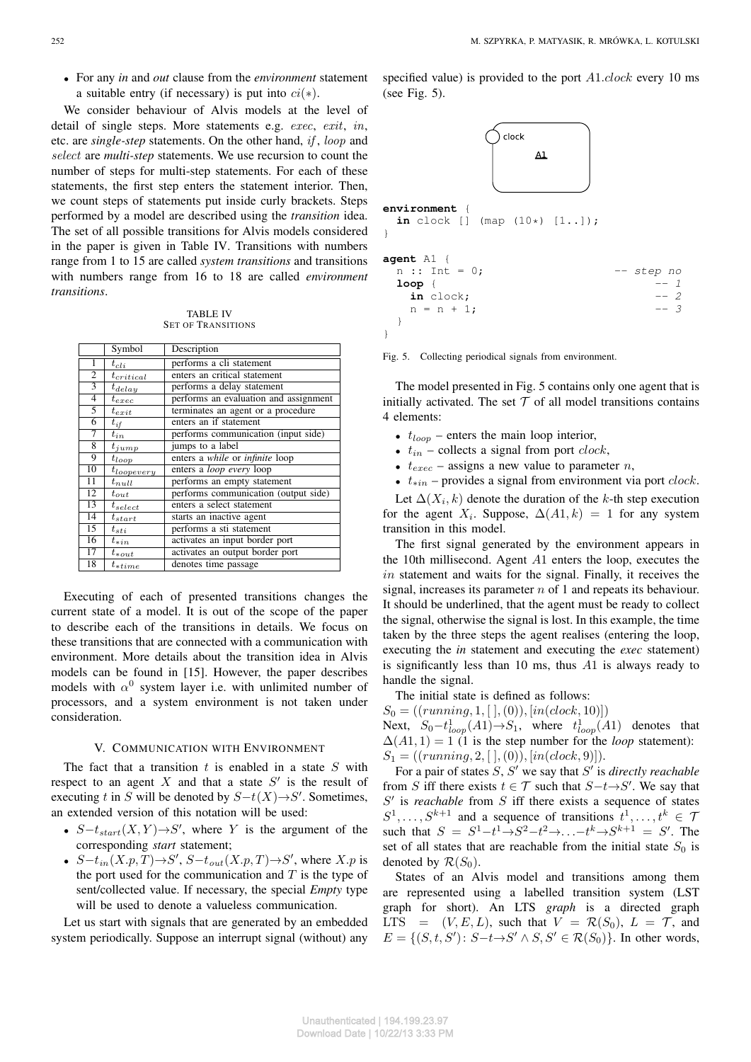- For any *in* and *out* clause from the *environment* statement a suitable entry (if necessary) is put into $ci(*)$.

We consider behaviour of Alvis models at the level of detail of single steps. More statements e.g. $exec$, $exit$, $in$, etc. are *single-step* statements. On the other hand, $if$, $loop$ and $select$ are *multi-step* statements. We use recursion to count the number of steps for multi-step statements. For each of these statements, the first step enters the statement interior. Then, we count steps of statements put inside curly brackets. Steps performed by a model are described using the *transition* idea. The set of all possible transitions for Alvis models considered in the paper is given in Table IV. Transitions with numbers range from 1 to 15 are called *system transitions* and transitions with numbers range from 16 to 18 are called *environment transitions*.

TABLE IV
SET OF TRANSITIONS

| | Symbol | Description |
|---|---|---|
| 1 | $t_{cli}$ | performs a cli statement |
| 2 | $t_{critical}$ | enters an critical statement |
| 3 | $t_{delay}$ | performs a delay statement |
| 4 | $t_{exec}$ | performs an evaluation and assignment |
| 5 | $t_{exit}$ | terminates an agent or a procedure |
| 6 | $t_{if}$ | enters an if statement |
| 7 | $t_{in}$ | performs communication (input side) |
| 8 | $t_{jump}$ | jumps to a label |
| 9 | $t_{loop}$ | enters a *while* or *infinite* loop |
| 10 | $t_{loopevery}$ | enters a *loop every* loop |
| 11 | $t_{null}$ | performs an empty statement |
| 12 | $t_{out}$ | performs communication (output side) |
| 13 | $t_{select}$ | enters a select statement |
| 14 | $t_{start}$ | starts an inactive agent |
| 15 | $t_{sti}$ | performs a sti statement |
| 16 | $t_{*in}$ | activates an input border port |
| 17 | $t_{*out}$ | activates an output border port |
| 18 | $t_{*time}$ | denotes time passage |

Executing of each of presented transitions changes the current state of a model. It is out of the scope of the paper to describe each of the transitions in details. We focus on these transitions that are connected with a communication with environment. More details about the transition idea in Alvis models can be found in [15]. However, the paper describes models with $\alpha^0$ system layer i.e. with unlimited number of processors, and a system environment is not taken under consideration.

## V. COMMUNICATION WITH ENVIRONMENT

The fact that a transition $t$ is enabled in a state $S$ with respect to an agent $X$ and that a state $S'$ is the result of executing $t$ in $S$ will be denoted by $S{-}t(X){\rightarrow}S'$. Sometimes, an extended version of this notation will be used:

- $S{-}t_{start}(X,Y){\rightarrow}S'$, where $Y$ is the argument of the corresponding *start* statement;
- $S{-}t_{in}(X.p,T){\rightarrow}S'$, $S{-}t_{out}(X.p,T){\rightarrow}S'$, where $X.p$ is the port used for the communication and $T$ is the type of sent/collected value. If necessary, the special *Empty* type will be used to denote a valueless communication.

Let us start with signals that are generated by an embedded system periodically. Suppose an interrupt signal (without) any specified value) is provided to the port $A1.clock$ every 10 ms (see Fig. 5).

```
environment {
  in clock [] (map (10*) [1..]);
}

agent A1 {
  n :: Int = 0;                          -- step no
  loop {                                 -- 1
    in clock;                            -- 2
    n = n + 1;                           -- 3
  }
}
```

Fig. 5. Collecting periodical signals from environment.

The model presented in Fig. 5 contains only one agent that is initially activated. The set $\mathcal{T}$ of all model transitions contains 4 elements:

- $t_{loop}$ – enters the main loop interior,
- $t_{in}$ – collects a signal from port $clock$,
- $t_{exec}$ – assigns a new value to parameter $n$,
- $t_{*in}$ – provides a signal from environment via port $clock$.

Let $\Delta(X_i,k)$ denote the duration of the $k$-th step execution for the agent $X_i$. Suppose, $\Delta(A1,k) = 1$ for any system transition in this model.

The first signal generated by the environment appears in the 10th millisecond. Agent $A1$ enters the loop, executes the $in$ statement and waits for the signal. Finally, it receives the signal, increases its parameter $n$ of 1 and repeats its behaviour. It should be underlined, that the agent must be ready to collect the signal, otherwise the signal is lost. In this example, the time taken by the three steps the agent realises (entering the loop, executing the *in* statement and executing the *exec* statement) is significantly less than 10 ms, thus $A1$ is always ready to handle the signal.

The initial state is defined as follows:
$S_0 = ((running, 1, [\,], (0)), [in(clock, 10)])$
Next, $S_0{-}t^1_{loop}(A1){\rightarrow}S_1$, where $t^1_{loop}(A1)$ denotes that $\Delta(A1,1) = 1$ (1 is the step number for the *loop* statement):
$S_1 = ((running, 2, [\,], (0)), [in(clock, 9)])$.

For a pair of states $S$, $S'$ we say that $S'$ is *directly reachable* from $S$ iff there exists $t \in \mathcal{T}$ such that $S{-}t{\rightarrow}S'$. We say that $S'$ is *reachable* from $S$ iff there exists a sequence of states $S^1, \ldots, S^{k+1}$ and a sequence of transitions $t^1, \ldots, t^k \in \mathcal{T}$ such that $S = S^1{-}t^1{\rightarrow}S^2{-}t^2{\rightarrow}\ldots{-}t^k{\rightarrow}S^{k+1} = S'$. The set of all states that are reachable from the initial state $S_0$ is denoted by $\mathcal{R}(S_0)$.

States of an Alvis model and transitions among them are represented using a labelled transition system (LST graph for short). An LTS *graph* is a directed graph $\mathrm{LTS} = (V, E, L)$, such that $V = \mathcal{R}(S_0)$, $L = \mathcal{T}$, and $E = \{(S, t, S') \colon S{-}t{\rightarrow}S' \wedge S, S' \in \mathcal{R}(S_0)\}$. In other words,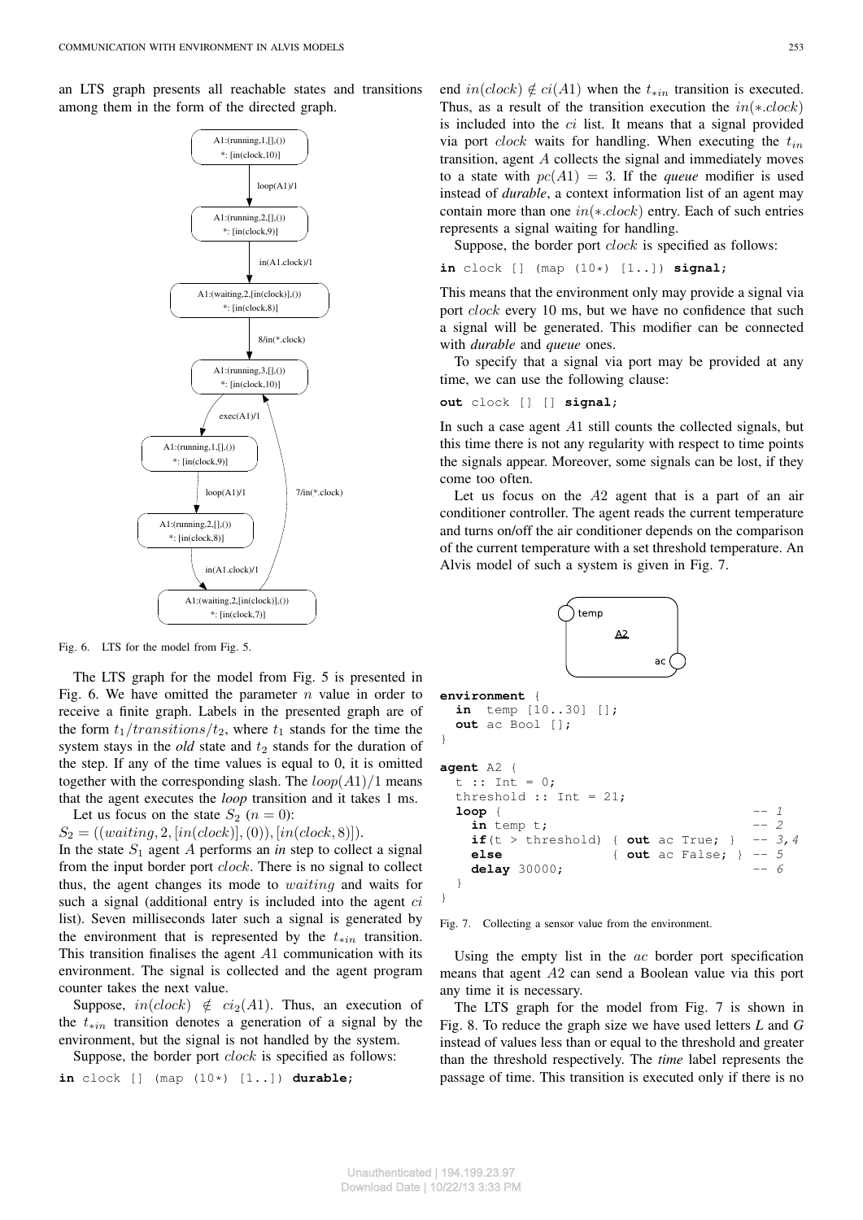an LTS graph presents all reachable states and transitions among them in the form of the directed graph.

Fig. 6. LTS for the model from Fig. 5.

The LTS graph for the model from Fig. 5 is presented in Fig. 6. We have omitted the parameter $n$ value in order to receive a finite graph. Labels in the presented graph are of the form $t_1/transitions/t_2$, where $t_1$ stands for the time the system stays in the *old* state and $t_2$ stands for the duration of the step. If any of the time values is equal to 0, it is omitted together with the corresponding slash. The $loop(A1)/1$ means that the agent executes the *loop* transition and it takes 1 ms.

Let us focus on the state $S_2$ ($n = 0$):
$S_2 = ((waiting, 2, [in(clock)], (0)), [in(clock, 8)])$.
In the state $S_1$ agent $A$ performs an *in* step to collect a signal from the input border port $clock$. There is no signal to collect thus, the agent changes its mode to $waiting$ and waits for such a signal (additional entry is included into the agent $ci$ list). Seven milliseconds later such a signal is generated by the environment that is represented by the $t_{*in}$ transition. This transition finalises the agent $A1$ communication with its environment. The signal is collected and the agent program counter takes the next value.

Suppose, $in(clock) \notin ci_2(A1)$. Thus, an execution of the $t_{*in}$ transition denotes a generation of a signal by the environment, but the signal is not handled by the system.

Suppose, the border port $clock$ is specified as follows:

```
in clock [] (map (10*) [1..]) durable;
```

end $in(clock) \notin ci(A1)$ when the $t_{*in}$ transition is executed. Thus, as a result of the transition execution the $in(*.clock)$ is included into the $ci$ list. It means that a signal provided via port $clock$ waits for handling. When executing the $t_{in}$ transition, agent $A$ collects the signal and immediately moves to a state with $pc(A1) = 3$. If the *queue* modifier is used instead of *durable*, a context information list of an agent may contain more than one $in(*.clock)$ entry. Each of such entries represents a signal waiting for handling.

Suppose, the border port $clock$ is specified as follows:

```
in clock [] (map (10*) [1..]) signal;
```

This means that the environment only may provide a signal via port $clock$ every 10 ms, but we have no confidence that such a signal will be generated. This modifier can be connected with *durable* and *queue* ones.

To specify that a signal via port may be provided at any time, we can use the following clause:

```
out clock [] [] signal;
```

In such a case agent $A1$ still counts the collected signals, but this time there is not any regularity with respect to time points the signals appear. Moreover, some signals can be lost, if they come too often.

Let us focus on the $A2$ agent that is a part of an air conditioner controller. The agent reads the current temperature and turns on/off the air conditioner depends on the comparison of the current temperature with a set threshold temperature. An Alvis model of such a system is given in Fig. 7.

```
environment {
  in  temp [10..30] [];
  out ac Bool [];
}

agent A2 {
  t :: Int = 0;
  threshold :: Int = 21;
  loop {                                        -- 1
    in temp t;                                  -- 2
    if(t > threshold) { out ac True; }          -- 3,4
    else              { out ac False; }         -- 5
    delay 30000;                                -- 6
  }
}
```

Fig. 7. Collecting a sensor value from the environment.

Using the empty list in the $ac$ border port specification means that agent $A2$ can send a Boolean value via this port any time it is necessary.

The LTS graph for the model from Fig. 7 is shown in Fig. 8. To reduce the graph size we have used letters *L* and *G* instead of values less than or equal to the threshold and greater than the threshold respectively. The *time* label represents the passage of time. This transition is executed only if there is no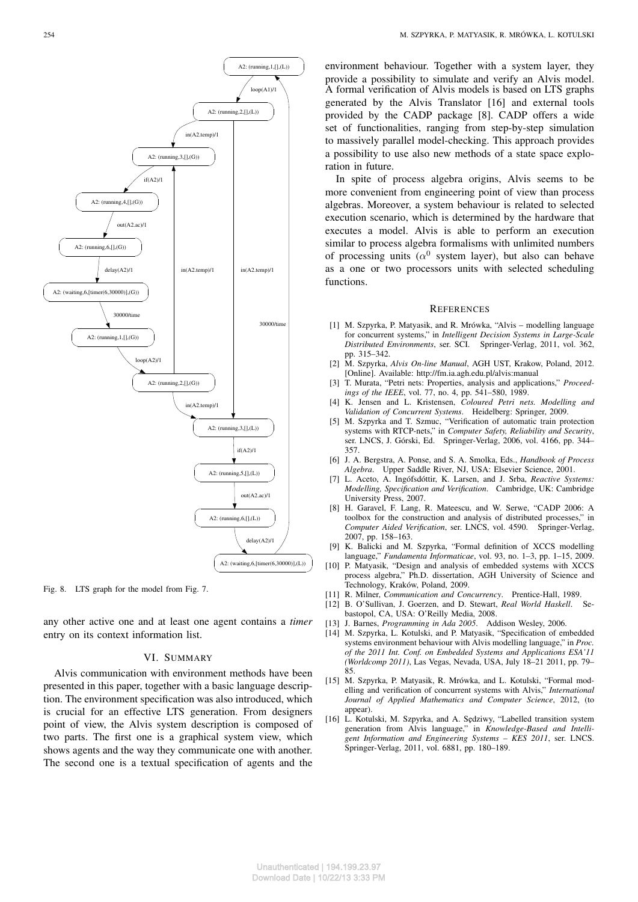A2: (running,1,[],(L))

loop(A1)/1

A2: (running,2,[],(L))

in(A2.temp)/1

A2: (running,3,[],(G))

if(A2)/1

A2: (running,4,[],(G))

out(A2.ac)/1

A2: (running,6,[],(G))

delay(A2)/1

in(A2.temp)/1

in(A2.temp)/1

A2: (waiting,6,[timer(6,30000)],(G))

30000/time

30000/time

A2: (running,1,[],(G))

loop(A2)/1

A2: (running,2,[],(G))

in(A2.temp)/1

A2: (running,3,[],(L))

if(A2)/1

A2: (running,5,[],(L))

out(A2.ac)/1

A2: (running,6,[],(L))

delay(A2)/1

A2: (waiting,6,[timer(6,30000)],(L))

Fig. 8. LTS graph for the model from Fig. 7.

any other active one and at least one agent contains a *timer* entry on its context information list.

## VI. Summary

Alvis communication with environment methods have been presented in this paper, together with a basic language description. The environment specification was also introduced, which is crucial for an effective LTS generation. From designers point of view, the Alvis system description is composed of two parts. The first one is a graphical system view, which shows agents and the way they communicate one with another. The second one is a textual specification of agents and the environment behaviour. Together with a system layer, they provide a possibility to simulate and verify an Alvis model. A formal verification of Alvis models is based on LTS graphs generated by the Alvis Translator [16] and external tools provided by the CADP package [8]. CADP offers a wide set of functionalities, ranging from step-by-step simulation to massively parallel model-checking. This approach provides a possibility to use also new methods of a state space exploration in future.

In spite of process algebra origins, Alvis seems to be more convenient from engineering point of view than process algebras. Moreover, a system behaviour is related to selected execution scenario, which is determined by the hardware that executes a model. Alvis is able to perform an execution similar to process algebra formalisms with unlimited numbers of processing units ($\alpha^0$ system layer), but also can behave as a one or two processors units with selected scheduling functions.

## References

[1] M. Szpyrka, P. Matyasik, and R. Mrówka, "Alvis – modelling language for concurrent systems," in *Intelligent Decision Systems in Large-Scale Distributed Environments*, ser. SCI. Springer-Verlag, 2011, vol. 362, pp. 315–342.

[2] M. Szpyrka, *Alvis On-line Manual*, AGH UST, Krakow, Poland, 2012. [Online]. Available: http://fm.ia.agh.edu.pl/alvis:manual

[3] T. Murata, "Petri nets: Properties, analysis and applications," *Proceedings of the IEEE*, vol. 77, no. 4, pp. 541–580, 1989.

[4] K. Jensen and L. Kristensen, *Coloured Petri nets. Modelling and Validation of Concurrent Systems*. Heidelberg: Springer, 2009.

[5] M. Szpyrka and T. Szmuc, "Verification of automatic train protection systems with RTCP-nets," in *Computer Safety, Reliability and Security*, ser. LNCS, J. Górski, Ed. Springer-Verlag, 2006, vol. 4166, pp. 344–357.

[6] J. A. Bergstra, A. Ponse, and S. A. Smolka, Eds., *Handbook of Process Algebra*. Upper Saddle River, NJ, USA: Elsevier Science, 2001.

[7] L. Aceto, A. Ingófsdóttir, K. Larsen, and J. Srba, *Reactive Systems: Modelling, Specification and Verification*. Cambridge, UK: Cambridge University Press, 2007.

[8] H. Garavel, F. Lang, R. Mateescu, and W. Serwe, "CADP 2006: A toolbox for the construction and analysis of distributed processes," in *Computer Aided Verification*, ser. LNCS, vol. 4590. Springer-Verlag, 2007, pp. 158–163.

[9] K. Balicki and M. Szpyrka, "Formal definition of XCCS modelling language," *Fundamenta Informaticae*, vol. 93, no. 1–3, pp. 1–15, 2009.

[10] P. Matyasik, "Design and analysis of embedded systems with XCCS process algebra," Ph.D. dissertation, AGH University of Science and Technology, Kraków, Poland, 2009.

[11] R. Milner, *Communication and Concurrency*. Prentice-Hall, 1989.

[12] B. O'Sullivan, J. Goerzen, and D. Stewart, *Real World Haskell*. Sebastopol, CA, USA: O'Reilly Media, 2008.

[13] J. Barnes, *Programming in Ada 2005*. Addison Wesley, 2006.

[14] M. Szpyrka, L. Kotulski, and P. Matyasik, "Specification of embedded systems environment behaviour with Alvis modelling language," in *Proc. of the 2011 Int. Conf. on Embedded Systems and Applications ESA'11 (Worldcomp 2011)*, Las Vegas, Nevada, USA, July 18–21 2011, pp. 79–85.

[15] M. Szpyrka, P. Matyasik, R. Mrówka, and L. Kotulski, "Formal modelling and verification of concurrent systems with Alvis," *International Journal of Applied Mathematics and Computer Science*, 2012, (to appear).

[16] L. Kotulski, M. Szpyrka, and A. Sędziwy, "Labelled transition system generation from Alvis language," in *Knowledge-Based and Intelligent Information and Engineering Systems – KES 2011*, ser. LNCS. Springer-Verlag, 2011, vol. 6881, pp. 180–189.